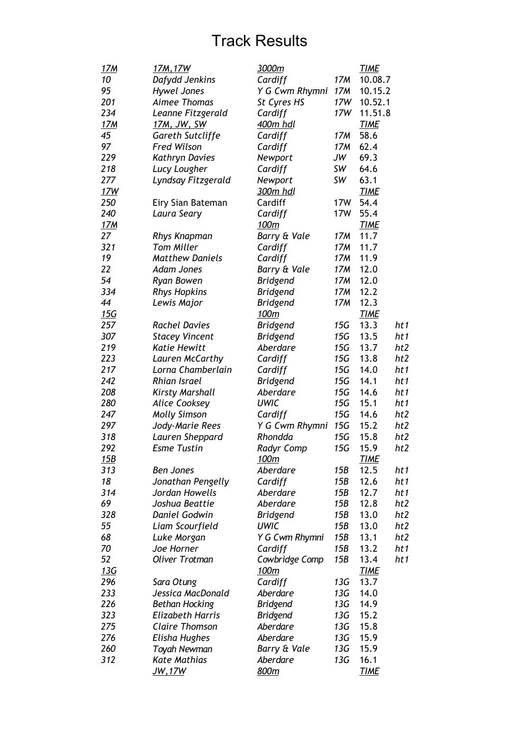# Track Results

| | | | | | |
|---|---|---|---|---|---|
| 17M | 17M,17W | 3000m | | TIME | |
| 10 | Dafydd Jenkins | Cardiff | 17M | 10.08.7 | |
| 95 | Hywel Jones | Y G Cwm Rhymni | 17M | 10.15.2 | |
| 201 | Aimee Thomas | St Cyres HS | 17W | 10.52.1 | |
| 234 | Leanne Fitzgerald | Cardiff | 17W | 11.51.8 | |
| 17M | 17M, JW, SW | 400m hdl | | TIME | |
| 45 | Gareth Sutcliffe | Cardiff | 17M | 58.6 | |
| 97 | Fred Wilson | Cardiff | 17M | 62.4 | |
| 229 | Kathryn Davies | Newport | JW | 69.3 | |
| 218 | Lucy Lougher | Cardiff | SW | 64.6 | |
| 277 | Lyndsay Fitzgerald | Newport | SW | 63.1 | |
| 17W | | 300m hdl | | TIME | |
| 250 | Eiry Sian Bateman | Cardiff | 17W | 54.4 | |
| 240 | Laura Seary | Cardiff | 17W | 55.4 | |
| 17M | | 100m | | TIME | |
| 27 | Rhys Knapman | Barry & Vale | 17M | 11.7 | |
| 321 | Tom Miller | Cardiff | 17M | 11.7 | |
| 19 | Matthew Daniels | Cardiff | 17M | 11.9 | |
| 22 | Adam Jones | Barry & Vale | 17M | 12.0 | |
| 54 | Ryan Bowen | Bridgend | 17M | 12.0 | |
| 334 | Rhys Hopkins | Bridgend | 17M | 12.2 | |
| 44 | Lewis Major | Bridgend | 17M | 12.3 | |
| 15G | | 100m | | TIME | |
| 257 | Rachel Davies | Bridgend | 15G | 13.3 | ht1 |
| 307 | Stacey Vincent | Bridgend | 15G | 13.5 | ht1 |
| 219 | Katie Hewitt | Aberdare | 15G | 13.7 | ht2 |
| 223 | Lauren McCarthy | Cardiff | 15G | 13.8 | ht2 |
| 217 | Lorna Chamberlain | Cardiff | 15G | 14.0 | ht1 |
| 242 | Rhian Israel | Bridgend | 15G | 14.1 | ht1 |
| 208 | Kirsty Marshall | Aberdare | 15G | 14.6 | ht1 |
| 280 | Alice Cooksey | UWIC | 15G | 15.1 | ht1 |
| 247 | Molly Simson | Cardiff | 15G | 14.6 | ht2 |
| 297 | Jody-Marie Rees | Y G Cwm Rhymni | 15G | 15.2 | ht2 |
| 318 | Lauren Sheppard | Rhondda | 15G | 15.8 | ht2 |
| 292 | Esme Tustin | Radyr Comp | 15G | 15.9 | ht2 |
| 15B | | 100m | | TIME | |
| 313 | Ben Jones | Aberdare | 15B | 12.5 | ht1 |
| 18 | Jonathan Pengelly | Cardiff | 15B | 12.6 | ht1 |
| 314 | Jordan Howells | Aberdare | 15B | 12.7 | ht1 |
| 69 | Joshua Beattie | Aberdare | 15B | 12.8 | ht2 |
| 328 | Daniel Godwin | Bridgend | 15B | 13.0 | ht2 |
| 55 | Liam Scourfield | UWIC | 15B | 13.0 | ht2 |
| 68 | Luke Morgan | Y G Cwm Rhymni | 15B | 13.1 | ht2 |
| 70 | Joe Horner | Cardiff | 15B | 13.2 | ht1 |
| 52 | Oliver Trotman | Cowbridge Comp | 15B | 13.4 | ht1 |
| 13G | | 100m | | TIME | |
| 296 | Sara Otung | Cardiff | 13G | 13.7 | |
| 233 | Jessica MacDonald | Aberdare | 13G | 14.0 | |
| 226 | Bethan Hocking | Bridgend | 13G | 14.9 | |
| 323 | Elizabeth Harris | Bridgend | 13G | 15.2 | |
| 275 | Claire Thomson | Aberdare | 13G | 15.8 | |
| 276 | Elisha Hughes | Aberdare | 13G | 15.9 | |
| 260 | Toyah Newman | Barry & Vale | 13G | 15.9 | |
| 312 | Kate Mathias | Aberdare | 13G | 16.1 | |
| | JW,17W | 800m | | TIME | |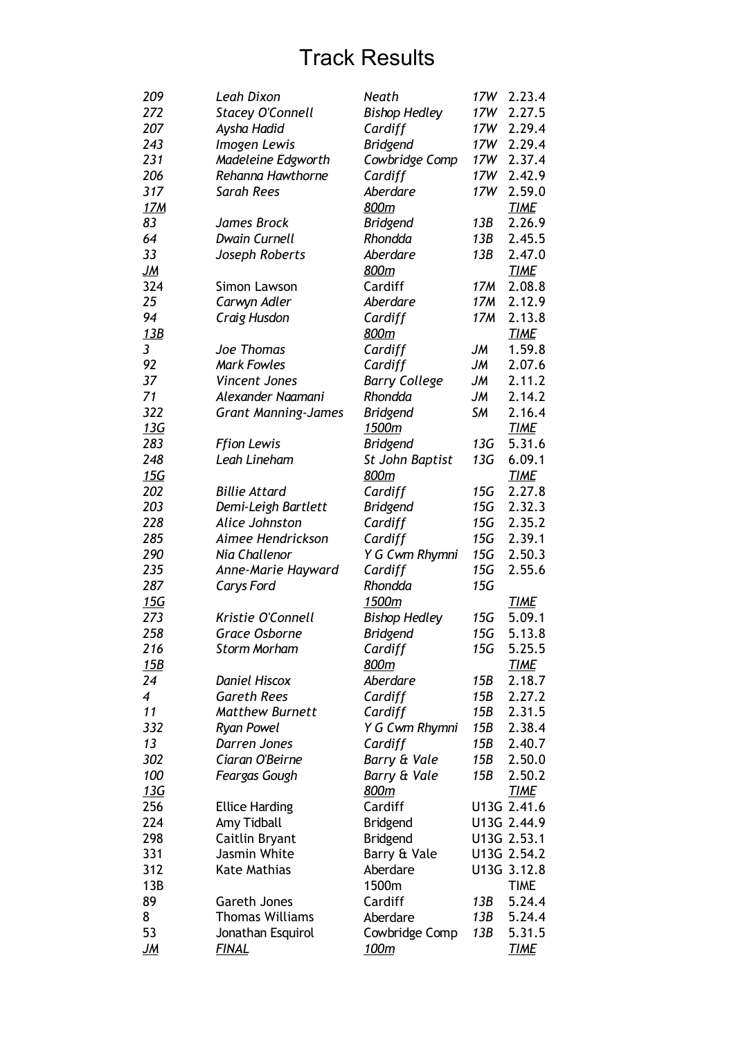# Track Results

| | | | | |
|---|---|---|---|---|
| 209 | Leah Dixon | Neath | 17W | 2.23.4 |
| 272 | Stacey O'Connell | Bishop Hedley | 17W | 2.27.5 |
| 207 | Aysha Hadid | Cardiff | 17W | 2.29.4 |
| 243 | Imogen Lewis | Bridgend | 17W | 2.29.4 |
| 231 | Madeleine Edgworth | Cowbridge Comp | 17W | 2.37.4 |
| 206 | Rehanna Hawthorne | Cardiff | 17W | 2.42.9 |
| 317 | Sarah Rees | Aberdare | 17W | 2.59.0 |
| 17M | | 800m | | TIME |
| 83 | James Brock | Bridgend | 13B | 2.26.9 |
| 64 | Dwain Curnell | Rhondda | 13B | 2.45.5 |
| 33 | Joseph Roberts | Aberdare | 13B | 2.47.0 |
| JM | | 800m | | TIME |
| 324 | Simon Lawson | Cardiff | 17M | 2.08.8 |
| 25 | Carwyn Adler | Aberdare | 17M | 2.12.9 |
| 94 | Craig Husdon | Cardiff | 17M | 2.13.8 |
| 13B | | 800m | | TIME |
| 3 | Joe Thomas | Cardiff | JM | 1.59.8 |
| 92 | Mark Fowles | Cardiff | JM | 2.07.6 |
| 37 | Vincent Jones | Barry College | JM | 2.11.2 |
| 71 | Alexander Naamani | Rhondda | JM | 2.14.2 |
| 322 | Grant Manning-James | Bridgend | SM | 2.16.4 |
| 13G | | 1500m | | TIME |
| 283 | Ffion Lewis | Bridgend | 13G | 5.31.6 |
| 248 | Leah Lineham | St John Baptist | 13G | 6.09.1 |
| 15G | | 800m | | TIME |
| 202 | Billie Attard | Cardiff | 15G | 2.27.8 |
| 203 | Demi-Leigh Bartlett | Bridgend | 15G | 2.32.3 |
| 228 | Alice Johnston | Cardiff | 15G | 2.35.2 |
| 285 | Aimee Hendrickson | Cardiff | 15G | 2.39.1 |
| 290 | Nia Challenor | Y G Cwm Rhymni | 15G | 2.50.3 |
| 235 | Anne-Marie Hayward | Cardiff | 15G | 2.55.6 |
| 287 | Carys Ford | Rhondda | 15G | |
| 15G | | 1500m | | TIME |
| 273 | Kristie O'Connell | Bishop Hedley | 15G | 5.09.1 |
| 258 | Grace Osborne | Bridgend | 15G | 5.13.8 |
| 216 | Storm Morham | Cardiff | 15G | 5.25.5 |
| 15B | | 800m | | TIME |
| 24 | Daniel Hiscox | Aberdare | 15B | 2.18.7 |
| 4 | Gareth Rees | Cardiff | 15B | 2.27.2 |
| 11 | Matthew Burnett | Cardiff | 15B | 2.31.5 |
| 332 | Ryan Powel | Y G Cwm Rhymni | 15B | 2.38.4 |
| 13 | Darren Jones | Cardiff | 15B | 2.40.7 |
| 302 | Ciaran O'Beirne | Barry & Vale | 15B | 2.50.0 |
| 100 | Feargas Gough | Barry & Vale | 15B | 2.50.2 |
| 13G | | 800m | | TIME |
| 256 | Ellice Harding | Cardiff | U13G | 2.41.6 |
| 224 | Amy Tidball | Bridgend | U13G | 2.44.9 |
| 298 | Caitlin Bryant | Bridgend | U13G | 2.53.1 |
| 331 | Jasmin White | Barry & Vale | U13G | 2.54.2 |
| 312 | Kate Mathias | Aberdare | U13G | 3.12.8 |
| 13B | | 1500m | | TIME |
| 89 | Gareth Jones | Cardiff | 13B | 5.24.4 |
| 8 | Thomas Williams | Aberdare | 13B | 5.24.4 |
| 53 | Jonathan Esquirol | Cowbridge Comp | 13B | 5.31.5 |
| JM | FINAL | 100m | | TIME |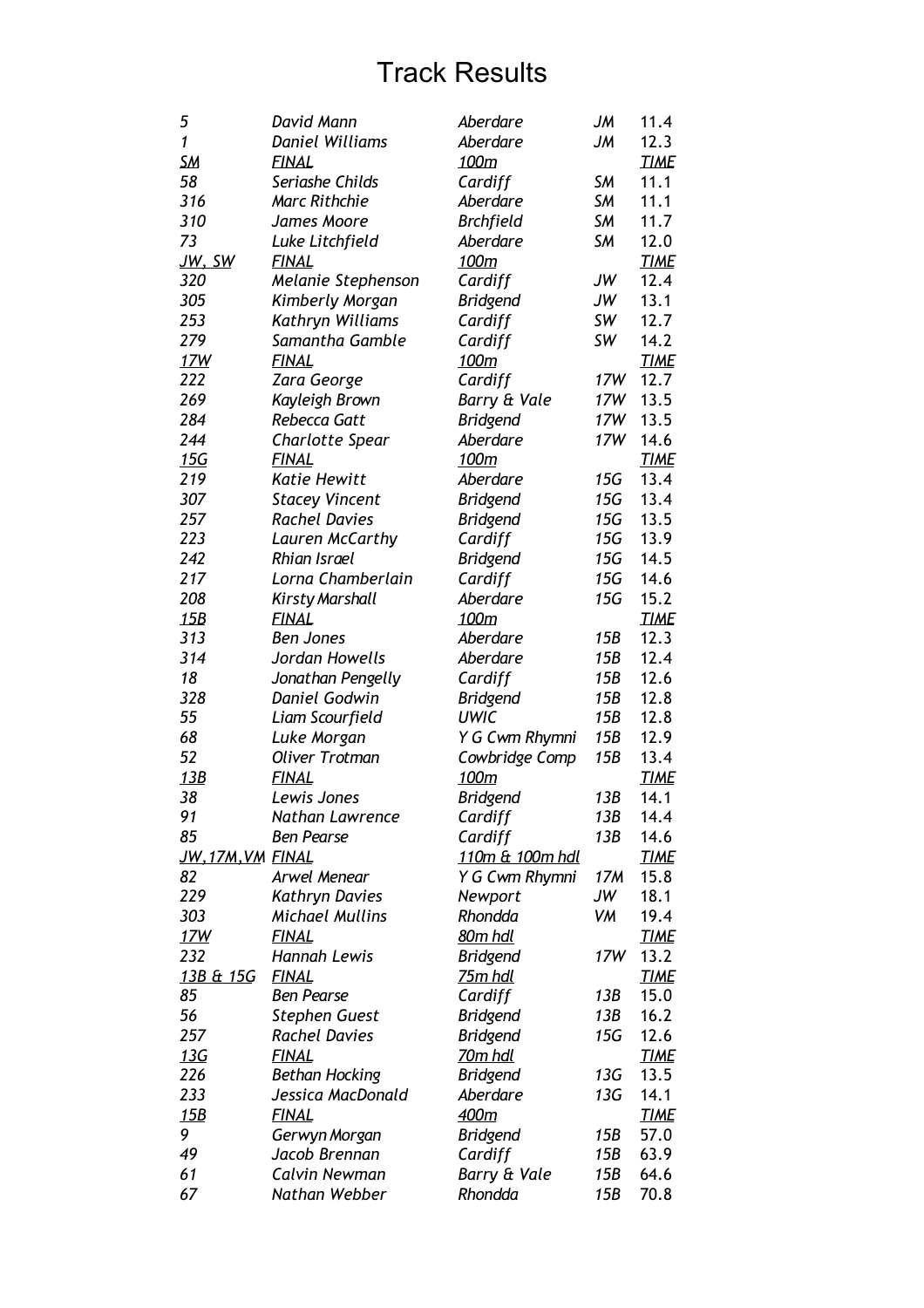# Track Results

| | | | | |
|---|---|---|---|---|
| *5* | *David Mann* | *Aberdare* | *JM* | 11.4 |
| *1* | *Daniel Williams* | *Aberdare* | *JM* | 12.3 |
| ***SM*** | ***FINAL*** | ***100m*** | | ***TIME*** |
| *58* | *Seriashe Childs* | *Cardiff* | *SM* | 11.1 |
| *316* | *Marc Rithchie* | *Aberdare* | *SM* | 11.1 |
| *310* | *James Moore* | *Brchfield* | *SM* | 11.7 |
| *73* | *Luke Litchfield* | *Aberdare* | *SM* | 12.0 |
| ***JW, SW*** | ***FINAL*** | ***100m*** | | ***TIME*** |
| *320* | *Melanie Stephenson* | *Cardiff* | *JW* | 12.4 |
| *305* | *Kimberly Morgan* | *Bridgend* | *JW* | 13.1 |
| *253* | *Kathryn Williams* | *Cardiff* | *SW* | 12.7 |
| *279* | *Samantha Gamble* | *Cardiff* | *SW* | 14.2 |
| ***17W*** | ***FINAL*** | ***100m*** | | ***TIME*** |
| *222* | *Zara George* | *Cardiff* | *17W* | 12.7 |
| *269* | *Kayleigh Brown* | *Barry & Vale* | *17W* | 13.5 |
| *284* | *Rebecca Gatt* | *Bridgend* | *17W* | 13.5 |
| *244* | *Charlotte Spear* | *Aberdare* | *17W* | 14.6 |
| ***15G*** | ***FINAL*** | ***100m*** | | ***TIME*** |
| *219* | *Katie Hewitt* | *Aberdare* | *15G* | 13.4 |
| *307* | *Stacey Vincent* | *Bridgend* | *15G* | 13.4 |
| *257* | *Rachel Davies* | *Bridgend* | *15G* | 13.5 |
| *223* | *Lauren McCarthy* | *Cardiff* | *15G* | 13.9 |
| *242* | *Rhian Israel* | *Bridgend* | *15G* | 14.5 |
| *217* | *Lorna Chamberlain* | *Cardiff* | *15G* | 14.6 |
| *208* | *Kirsty Marshall* | *Aberdare* | *15G* | 15.2 |
| ***15B*** | ***FINAL*** | ***100m*** | | ***TIME*** |
| *313* | *Ben Jones* | *Aberdare* | *15B* | 12.3 |
| *314* | *Jordan Howells* | *Aberdare* | *15B* | 12.4 |
| *18* | *Jonathan Pengelly* | *Cardiff* | *15B* | 12.6 |
| *328* | *Daniel Godwin* | *Bridgend* | *15B* | 12.8 |
| *55* | *Liam Scourfield* | *UWIC* | *15B* | 12.8 |
| *68* | *Luke Morgan* | *Y G Cwm Rhymni* | *15B* | 12.9 |
| *52* | *Oliver Trotman* | *Cowbridge Comp* | *15B* | 13.4 |
| ***13B*** | ***FINAL*** | ***100m*** | | ***TIME*** |
| *38* | *Lewis Jones* | *Bridgend* | *13B* | 14.1 |
| *91* | *Nathan Lawrence* | *Cardiff* | *13B* | 14.4 |
| *85* | *Ben Pearse* | *Cardiff* | *13B* | 14.6 |
| ***JW,17M,VM*** | ***FINAL*** | ***110m & 100m hdl*** | | ***TIME*** |
| *82* | *Arwel Menear* | *Y G Cwm Rhymni* | *17M* | 15.8 |
| *229* | *Kathryn Davies* | *Newport* | *JW* | 18.1 |
| *303* | *Michael Mullins* | *Rhondda* | *VM* | 19.4 |
| ***17W*** | ***FINAL*** | ***80m hdl*** | | ***TIME*** |
| *232* | *Hannah Lewis* | *Bridgend* | *17W* | 13.2 |
| ***13B & 15G*** | ***FINAL*** | ***75m hdl*** | | ***TIME*** |
| *85* | *Ben Pearse* | *Cardiff* | *13B* | 15.0 |
| *56* | *Stephen Guest* | *Bridgend* | *13B* | 16.2 |
| *257* | *Rachel Davies* | *Bridgend* | *15G* | 12.6 |
| ***13G*** | ***FINAL*** | ***70m hdl*** | | ***TIME*** |
| *226* | *Bethan Hocking* | *Bridgend* | *13G* | 13.5 |
| *233* | *Jessica MacDonald* | *Aberdare* | *13G* | 14.1 |
| ***15B*** | ***FINAL*** | ***400m*** | | ***TIME*** |
| *9* | *Gerwyn Morgan* | *Bridgend* | *15B* | 57.0 |
| *49* | *Jacob Brennan* | *Cardiff* | *15B* | 63.9 |
| *61* | *Calvin Newman* | *Barry & Vale* | *15B* | 64.6 |
| *67* | *Nathan Webber* | *Rhondda* | *15B* | 70.8 |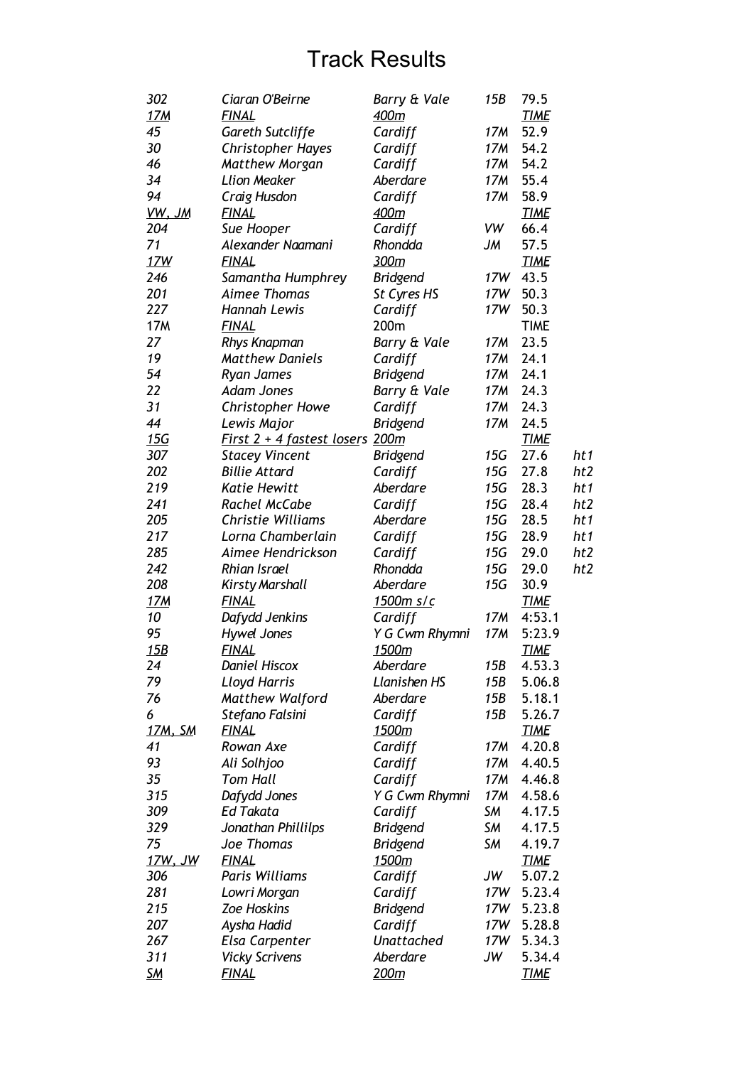# Track Results

| | | | | | |
|---|---|---|---|---|---|
| 302 | Ciaran O'Beirne | Barry & Vale | 15B | 79.5 | |
| 17M | FINAL | 400m | | TIME | |
| 45 | Gareth Sutcliffe | Cardiff | 17M | 52.9 | |
| 30 | Christopher Hayes | Cardiff | 17M | 54.2 | |
| 46 | Matthew Morgan | Cardiff | 17M | 54.2 | |
| 34 | Llion Meaker | Aberdare | 17M | 55.4 | |
| 94 | Craig Husdon | Cardiff | 17M | 58.9 | |
| VW, JM | FINAL | 400m | | TIME | |
| 204 | Sue Hooper | Cardiff | VW | 66.4 | |
| 71 | Alexander Naamani | Rhondda | JM | 57.5 | |
| 17W | FINAL | 300m | | TIME | |
| 246 | Samantha Humphrey | Bridgend | 17W | 43.5 | |
| 201 | Aimee Thomas | St Cyres HS | 17W | 50.3 | |
| 227 | Hannah Lewis | Cardiff | 17W | 50.3 | |
| 17M | FINAL | 200m | | TIME | |
| 27 | Rhys Knapman | Barry & Vale | 17M | 23.5 | |
| 19 | Matthew Daniels | Cardiff | 17M | 24.1 | |
| 54 | Ryan James | Bridgend | 17M | 24.1 | |
| 22 | Adam Jones | Barry & Vale | 17M | 24.3 | |
| 31 | Christopher Howe | Cardiff | 17M | 24.3 | |
| 44 | Lewis Major | Bridgend | 17M | 24.5 | |
| 15G | First 2 + 4 fastest losers | 200m | | TIME | |
| 307 | Stacey Vincent | Bridgend | 15G | 27.6 | ht1 |
| 202 | Billie Attard | Cardiff | 15G | 27.8 | ht2 |
| 219 | Katie Hewitt | Aberdare | 15G | 28.3 | ht1 |
| 241 | Rachel McCabe | Cardiff | 15G | 28.4 | ht2 |
| 205 | Christie Williams | Aberdare | 15G | 28.5 | ht1 |
| 217 | Lorna Chamberlain | Cardiff | 15G | 28.9 | ht1 |
| 285 | Aimee Hendrickson | Cardiff | 15G | 29.0 | ht2 |
| 242 | Rhian Israel | Rhondda | 15G | 29.0 | ht2 |
| 208 | Kirsty Marshall | Aberdare | 15G | 30.9 | |
| 17M | FINAL | 1500m s/c | | TIME | |
| 10 | Dafydd Jenkins | Cardiff | 17M | 4:53.1 | |
| 95 | Hywel Jones | Y G Cwm Rhymni | 17M | 5:23.9 | |
| 15B | FINAL | 1500m | | TIME | |
| 24 | Daniel Hiscox | Aberdare | 15B | 4.53.3 | |
| 79 | Lloyd Harris | Llanishen HS | 15B | 5.06.8 | |
| 76 | Matthew Walford | Aberdare | 15B | 5.18.1 | |
| 6 | Stefano Falsini | Cardiff | 15B | 5.26.7 | |
| 17M, SM | FINAL | 1500m | | TIME | |
| 41 | Rowan Axe | Cardiff | 17M | 4.20.8 | |
| 93 | Ali Solhjoo | Cardiff | 17M | 4.40.5 | |
| 35 | Tom Hall | Cardiff | 17M | 4.46.8 | |
| 315 | Dafydd Jones | Y G Cwm Rhymni | 17M | 4.58.6 | |
| 309 | Ed Takata | Cardiff | SM | 4.17.5 | |
| 329 | Jonathan Phillilps | Bridgend | SM | 4.17.5 | |
| 75 | Joe Thomas | Bridgend | SM | 4.19.7 | |
| 17W, JW | FINAL | 1500m | | TIME | |
| 306 | Paris Williams | Cardiff | JW | 5.07.2 | |
| 281 | Lowri Morgan | Cardiff | 17W | 5.23.4 | |
| 215 | Zoe Hoskins | Bridgend | 17W | 5.23.8 | |
| 207 | Aysha Hadid | Cardiff | 17W | 5.28.8 | |
| 267 | Elsa Carpenter | Unattached | 17W | 5.34.3 | |
| 311 | Vicky Scrivens | Aberdare | JW | 5.34.4 | |
| SM | FINAL | 200m | | TIME | |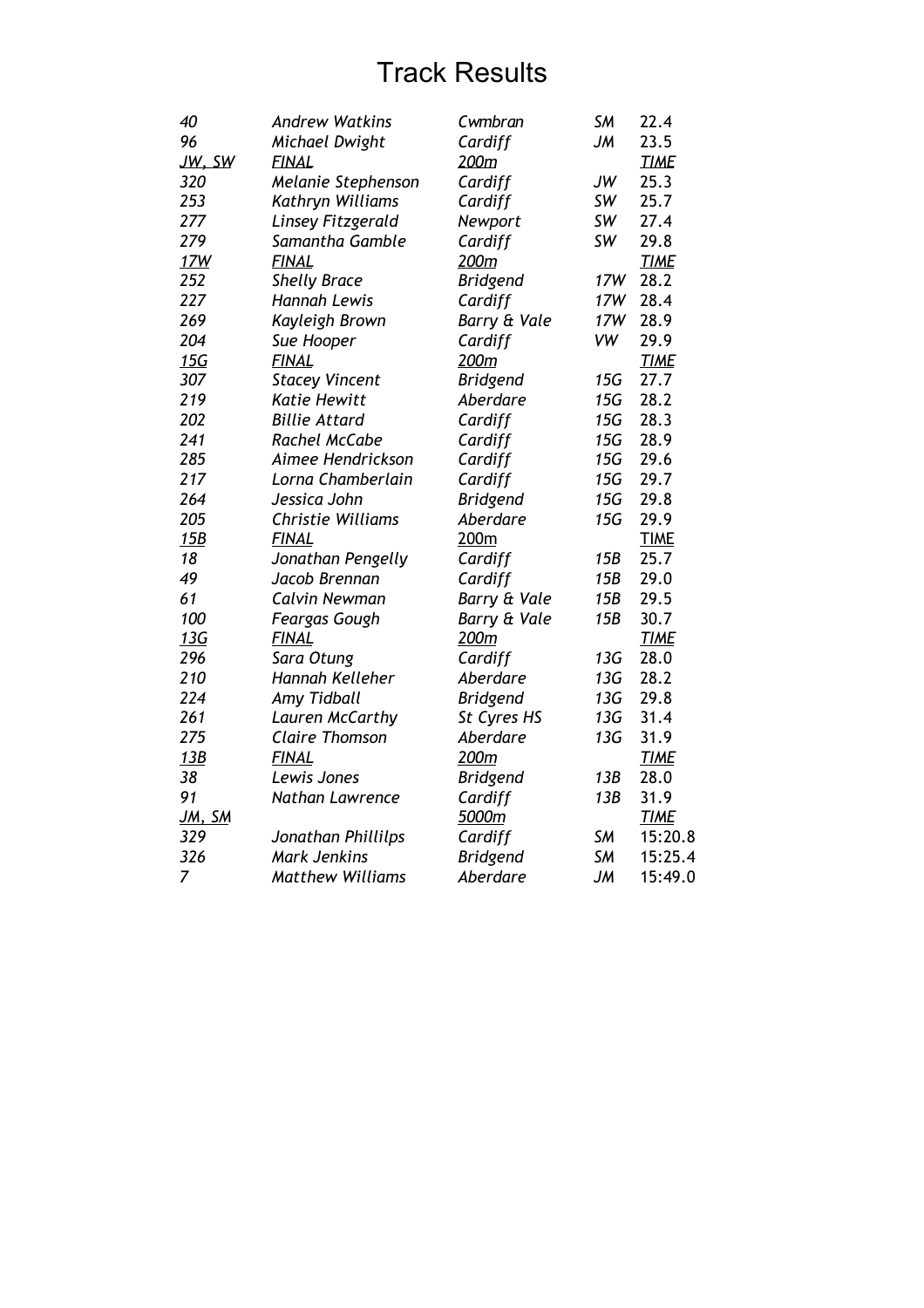# Track Results

| | | | | |
|---|---|---|---|---|
| *40* | *Andrew Watkins* | *Cwmbran* | *SM* | 22.4 |
| *96* | *Michael Dwight* | *Cardiff* | *JM* | 23.5 |
| ***JW, SW*** | ***FINAL*** | ***200m*** | | ***TIME*** |
| *320* | *Melanie Stephenson* | *Cardiff* | *JW* | 25.3 |
| *253* | *Kathryn Williams* | *Cardiff* | *SW* | 25.7 |
| *277* | *Linsey Fitzgerald* | *Newport* | *SW* | 27.4 |
| *279* | *Samantha Gamble* | *Cardiff* | *SW* | 29.8 |
| ***17W*** | ***FINAL*** | ***200m*** | | ***TIME*** |
| *252* | *Shelly Brace* | *Bridgend* | *17W* | 28.2 |
| *227* | *Hannah Lewis* | *Cardiff* | *17W* | 28.4 |
| *269* | *Kayleigh Brown* | *Barry & Vale* | *17W* | 28.9 |
| *204* | *Sue Hooper* | *Cardiff* | *VW* | 29.9 |
| ***15G*** | ***FINAL*** | ***200m*** | | ***TIME*** |
| *307* | *Stacey Vincent* | *Bridgend* | *15G* | 27.7 |
| *219* | *Katie Hewitt* | *Aberdare* | *15G* | 28.2 |
| *202* | *Billie Attard* | *Cardiff* | *15G* | 28.3 |
| *241* | *Rachel McCabe* | *Cardiff* | *15G* | 28.9 |
| *285* | *Aimee Hendrickson* | *Cardiff* | *15G* | 29.6 |
| *217* | *Lorna Chamberlain* | *Cardiff* | *15G* | 29.7 |
| *264* | *Jessica John* | *Bridgend* | *15G* | 29.8 |
| *205* | *Christie Williams* | *Aberdare* | *15G* | 29.9 |
| ***15B*** | ***FINAL*** | 200m | | TIME |
| *18* | *Jonathan Pengelly* | *Cardiff* | *15B* | 25.7 |
| *49* | *Jacob Brennan* | *Cardiff* | *15B* | 29.0 |
| *61* | *Calvin Newman* | *Barry & Vale* | *15B* | 29.5 |
| *100* | *Feargas Gough* | *Barry & Vale* | *15B* | 30.7 |
| ***13G*** | ***FINAL*** | ***200m*** | | TIME |
| *296* | *Sara Otung* | *Cardiff* | *13G* | 28.0 |
| *210* | *Hannah Kelleher* | *Aberdare* | *13G* | 28.2 |
| *224* | *Amy Tidball* | *Bridgend* | *13G* | 29.8 |
| *261* | *Lauren McCarthy* | *St Cyres HS* | *13G* | 31.4 |
| *275* | *Claire Thomson* | *Aberdare* | *13G* | 31.9 |
| ***13B*** | ***FINAL*** | ***200m*** | | ***TIME*** |
| *38* | *Lewis Jones* | *Bridgend* | *13B* | 28.0 |
| *91* | *Nathan Lawrence* | *Cardiff* | *13B* | 31.9 |
| ***JM, SM*** | | ***5000m*** | | ***TIME*** |
| *329* | *Jonathan Phillilps* | *Cardiff* | *SM* | 15:20.8 |
| *326* | *Mark Jenkins* | *Bridgend* | *SM* | 15:25.4 |
| *7* | *Matthew Williams* | *Aberdare* | *JM* | 15:49.0 |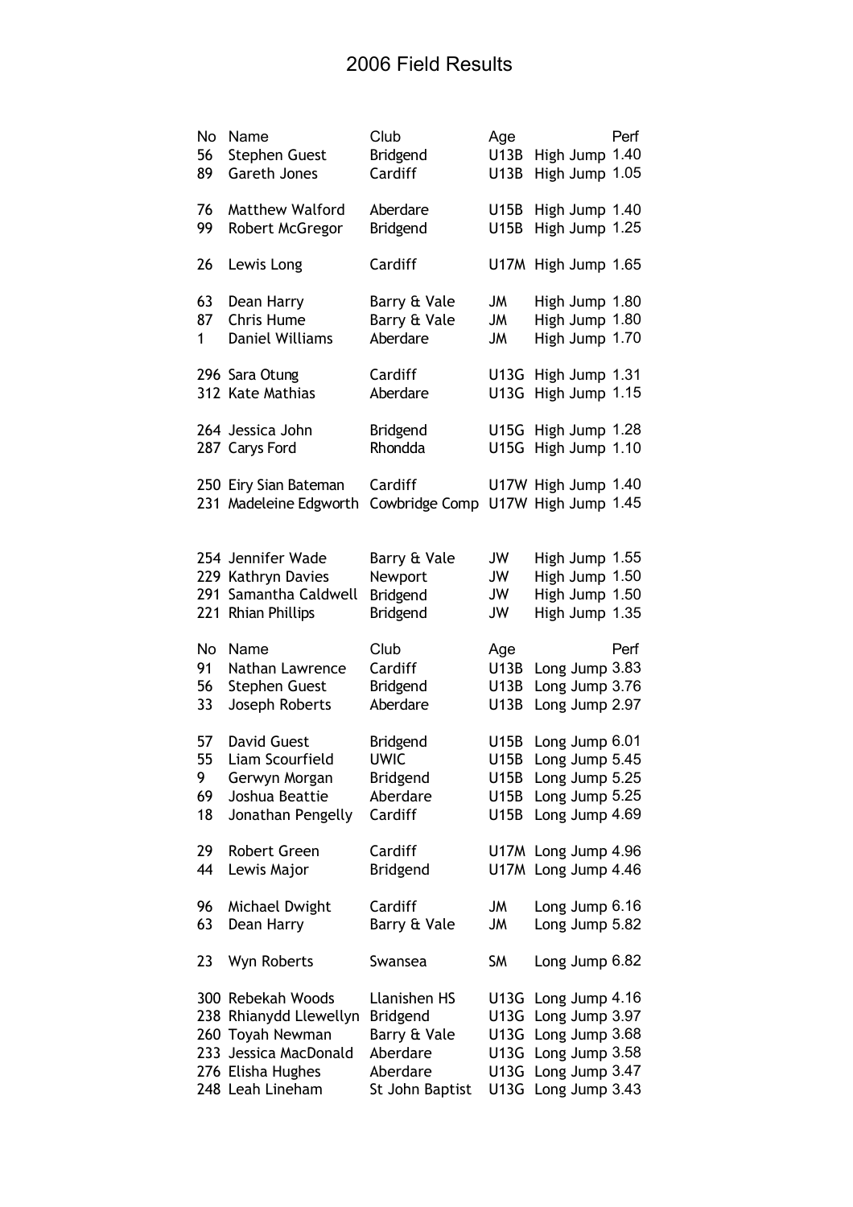# 2006 Field Results

| No | Name | Club | Age | | Perf |
|---|---|---|---|---|---|
| 56 | Stephen Guest | Bridgend | U13B | High Jump | 1.40 |
| 89 | Gareth Jones | Cardiff | U13B | High Jump | 1.05 |
| | | | | | |
| 76 | Matthew Walford | Aberdare | U15B | High Jump | 1.40 |
| 99 | Robert McGregor | Bridgend | U15B | High Jump | 1.25 |
| | | | | | |
| 26 | Lewis Long | Cardiff | U17M | High Jump | 1.65 |
| | | | | | |
| 63 | Dean Harry | Barry & Vale | JM | High Jump | 1.80 |
| 87 | Chris Hume | Barry & Vale | JM | High Jump | 1.80 |
| 1 | Daniel Williams | Aberdare | JM | High Jump | 1.70 |
| | | | | | |
| 296 | Sara Otung | Cardiff | U13G | High Jump | 1.31 |
| 312 | Kate Mathias | Aberdare | U13G | High Jump | 1.15 |
| | | | | | |
| 264 | Jessica John | Bridgend | U15G | High Jump | 1.28 |
| 287 | Carys Ford | Rhondda | U15G | High Jump | 1.10 |
| | | | | | |
| 250 | Eiry Sian Bateman | Cardiff | U17W | High Jump | 1.40 |
| 231 | Madeleine Edgworth | Cowbridge Comp | U17W | High Jump | 1.45 |
| | | | | | |
| 254 | Jennifer Wade | Barry & Vale | JW | High Jump | 1.55 |
| 229 | Kathryn Davies | Newport | JW | High Jump | 1.50 |
| 291 | Samantha Caldwell | Bridgend | JW | High Jump | 1.50 |
| 221 | Rhian Phillips | Bridgend | JW | High Jump | 1.35 |

| No | Name | Club | Age | | Perf |
|---|---|---|---|---|---|
| 91 | Nathan Lawrence | Cardiff | U13B | Long Jump | 3.83 |
| 56 | Stephen Guest | Bridgend | U13B | Long Jump | 3.76 |
| 33 | Joseph Roberts | Aberdare | U13B | Long Jump | 2.97 |
| | | | | | |
| 57 | David Guest | Bridgend | U15B | Long Jump | 6.01 |
| 55 | Liam Scourfield | UWIC | U15B | Long Jump | 5.45 |
| 9 | Gerwyn Morgan | Bridgend | U15B | Long Jump | 5.25 |
| 69 | Joshua Beattie | Aberdare | U15B | Long Jump | 5.25 |
| 18 | Jonathan Pengelly | Cardiff | U15B | Long Jump | 4.69 |
| | | | | | |
| 29 | Robert Green | Cardiff | U17M | Long Jump | 4.96 |
| 44 | Lewis Major | Bridgend | U17M | Long Jump | 4.46 |
| | | | | | |
| 96 | Michael Dwight | Cardiff | JM | Long Jump | 6.16 |
| 63 | Dean Harry | Barry & Vale | JM | Long Jump | 5.82 |
| | | | | | |
| 23 | Wyn Roberts | Swansea | SM | Long Jump | 6.82 |
| | | | | | |
| 300 | Rebekah Woods | Llanishen HS | U13G | Long Jump | 4.16 |
| 238 | Rhianydd Llewellyn | Bridgend | U13G | Long Jump | 3.97 |
| 260 | Toyah Newman | Barry & Vale | U13G | Long Jump | 3.68 |
| 233 | Jessica MacDonald | Aberdare | U13G | Long Jump | 3.58 |
| 276 | Elisha Hughes | Aberdare | U13G | Long Jump | 3.47 |
| 248 | Leah Lineham | St John Baptist | U13G | Long Jump | 3.43 |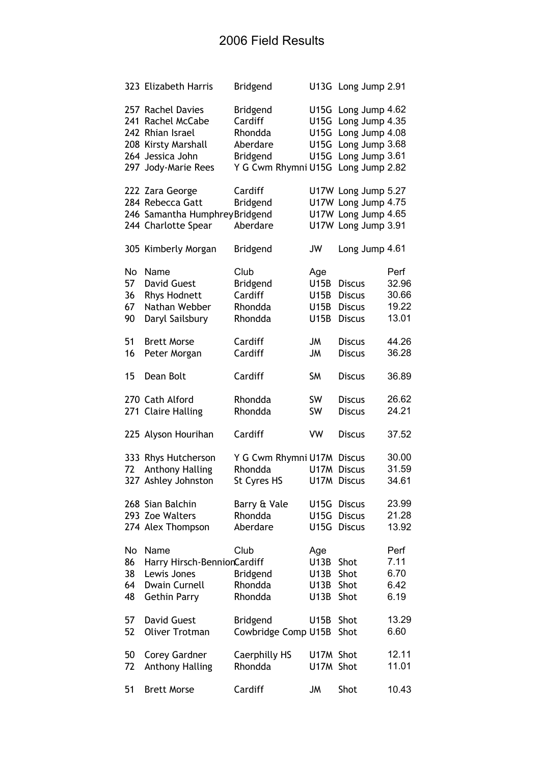# 2006 Field Results

| No | Name | Club | Age | Event | Perf |
|---|---|---|---|---|---|
| 323 | Elizabeth Harris | Bridgend | U13G | Long Jump | 2.91 |
| | | | | | |
| 257 | Rachel Davies | Bridgend | U15G | Long Jump | 4.62 |
| 241 | Rachel McCabe | Cardiff | U15G | Long Jump | 4.35 |
| 242 | Rhian Israel | Rhondda | U15G | Long Jump | 4.08 |
| 208 | Kirsty Marshall | Aberdare | U15G | Long Jump | 3.68 |
| 264 | Jessica John | Bridgend | U15G | Long Jump | 3.61 |
| 297 | Jody-Marie Rees | Y G Cwm Rhymni | U15G | Long Jump | 2.82 |
| | | | | | |
| 222 | Zara George | Cardiff | U17W | Long Jump | 5.27 |
| 284 | Rebecca Gatt | Bridgend | U17W | Long Jump | 4.75 |
| 246 | Samantha Humphrey | Bridgend | U17W | Long Jump | 4.65 |
| 244 | Charlotte Spear | Aberdare | U17W | Long Jump | 3.91 |
| | | | | | |
| 305 | Kimberly Morgan | Bridgend | JW | Long Jump | 4.61 |

| No | Name | Club | Age | Event | Perf |
|---|---|---|---|---|---|
| 57 | David Guest | Bridgend | U15B | Discus | 32.96 |
| 36 | Rhys Hodnett | Cardiff | U15B | Discus | 30.66 |
| 67 | Nathan Webber | Rhondda | U15B | Discus | 19.22 |
| 90 | Daryl Sailsbury | Rhondda | U15B | Discus | 13.01 |
| | | | | | |
| 51 | Brett Morse | Cardiff | JM | Discus | 44.26 |
| 16 | Peter Morgan | Cardiff | JM | Discus | 36.28 |
| | | | | | |
| 15 | Dean Bolt | Cardiff | SM | Discus | 36.89 |
| | | | | | |
| 270 | Cath Alford | Rhondda | SW | Discus | 26.62 |
| 271 | Claire Halling | Rhondda | SW | Discus | 24.21 |
| | | | | | |
| 225 | Alyson Hourihan | Cardiff | VW | Discus | 37.52 |
| | | | | | |
| 333 | Rhys Hutcherson | Y G Cwm Rhymni | U17M | Discus | 30.00 |
| 72 | Anthony Halling | Rhondda | U17M | Discus | 31.59 |
| 327 | Ashley Johnston | St Cyres HS | U17M | Discus | 34.61 |
| | | | | | |
| 268 | Sian Balchin | Barry & Vale | U15G | Discus | 23.99 |
| 293 | Zoe Walters | Rhondda | U15G | Discus | 21.28 |
| 274 | Alex Thompson | Aberdare | U15G | Discus | 13.92 |

| No | Name | Club | Age | Event | Perf |
|---|---|---|---|---|---|
| 86 | Harry Hirsch-Bennion | Cardiff | U13B | Shot | 7.11 |
| 38 | Lewis Jones | Bridgend | U13B | Shot | 6.70 |
| 64 | Dwain Curnell | Rhondda | U13B | Shot | 6.42 |
| 48 | Gethin Parry | Rhondda | U13B | Shot | 6.19 |
| | | | | | |
| 57 | David Guest | Bridgend | U15B | Shot | 13.29 |
| 52 | Oliver Trotman | Cowbridge Comp | U15B | Shot | 6.60 |
| | | | | | |
| 50 | Corey Gardner | Caerphilly HS | U17M | Shot | 12.11 |
| 72 | Anthony Halling | Rhondda | U17M | Shot | 11.01 |
| | | | | | |
| 51 | Brett Morse | Cardiff | JM | Shot | 10.43 |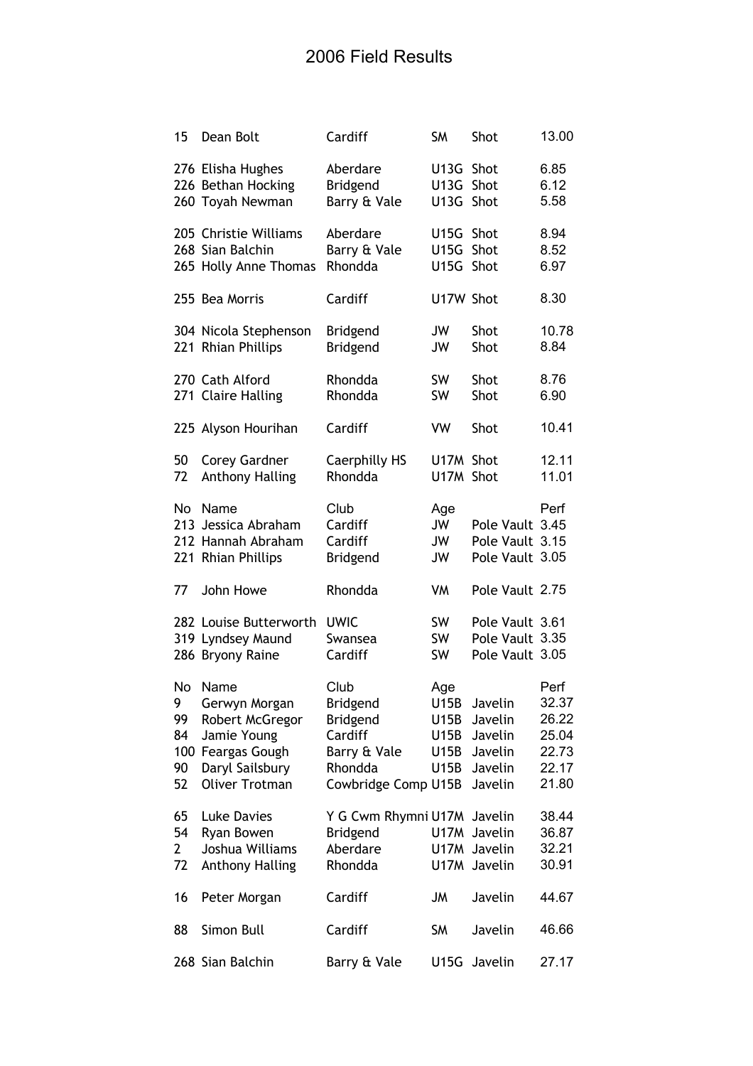# 2006 Field Results

| No | Name | Club | Age | Event | Perf |
|---|---|---|---|---|---|
| 15 | Dean Bolt | Cardiff | SM | Shot | 13.00 |
| | | | | | |
| 276 | Elisha Hughes | Aberdare | U13G | Shot | 6.85 |
| 226 | Bethan Hocking | Bridgend | U13G | Shot | 6.12 |
| 260 | Toyah Newman | Barry & Vale | U13G | Shot | 5.58 |
| | | | | | |
| 205 | Christie Williams | Aberdare | U15G | Shot | 8.94 |
| 268 | Sian Balchin | Barry & Vale | U15G | Shot | 8.52 |
| 265 | Holly Anne Thomas | Rhondda | U15G | Shot | 6.97 |
| | | | | | |
| 255 | Bea Morris | Cardiff | U17W | Shot | 8.30 |
| | | | | | |
| 304 | Nicola Stephenson | Bridgend | JW | Shot | 10.78 |
| 221 | Rhian Phillips | Bridgend | JW | Shot | 8.84 |
| | | | | | |
| 270 | Cath Alford | Rhondda | SW | Shot | 8.76 |
| 271 | Claire Halling | Rhondda | SW | Shot | 6.90 |
| | | | | | |
| 225 | Alyson Hourihan | Cardiff | VW | Shot | 10.41 |
| | | | | | |
| 50 | Corey Gardner | Caerphilly HS | U17M | Shot | 12.11 |
| 72 | Anthony Halling | Rhondda | U17M | Shot | 11.01 |

| No | Name | Club | Age | | Perf |
|---|---|---|---|---|---|
| 213 | Jessica Abraham | Cardiff | JW | Pole Vault | 3.45 |
| 212 | Hannah Abraham | Cardiff | JW | Pole Vault | 3.15 |
| 221 | Rhian Phillips | Bridgend | JW | Pole Vault | 3.05 |
| | | | | | |
| 77 | John Howe | Rhondda | VM | Pole Vault | 2.75 |
| | | | | | |
| 282 | Louise Butterworth | UWIC | SW | Pole Vault | 3.61 |
| 319 | Lyndsey Maund | Swansea | SW | Pole Vault | 3.35 |
| 286 | Bryony Raine | Cardiff | SW | Pole Vault | 3.05 |

| No | Name | Club | Age | | Perf |
|---|---|---|---|---|---|
| 9 | Gerwyn Morgan | Bridgend | U15B | Javelin | 32.37 |
| 99 | Robert McGregor | Bridgend | U15B | Javelin | 26.22 |
| 84 | Jamie Young | Cardiff | U15B | Javelin | 25.04 |
| 100 | Feargas Gough | Barry & Vale | U15B | Javelin | 22.73 |
| 90 | Daryl Sailsbury | Rhondda | U15B | Javelin | 22.17 |
| 52 | Oliver Trotman | Cowbridge Comp | U15B | Javelin | 21.80 |
| | | | | | |
| 65 | Luke Davies | Y G Cwm Rhymni | U17M | Javelin | 38.44 |
| 54 | Ryan Bowen | Bridgend | U17M | Javelin | 36.87 |
| 2 | Joshua Williams | Aberdare | U17M | Javelin | 32.21 |
| 72 | Anthony Halling | Rhondda | U17M | Javelin | 30.91 |
| | | | | | |
| 16 | Peter Morgan | Cardiff | JM | Javelin | 44.67 |
| | | | | | |
| 88 | Simon Bull | Cardiff | SM | Javelin | 46.66 |
| | | | | | |
| 268 | Sian Balchin | Barry & Vale | U15G | Javelin | 27.17 |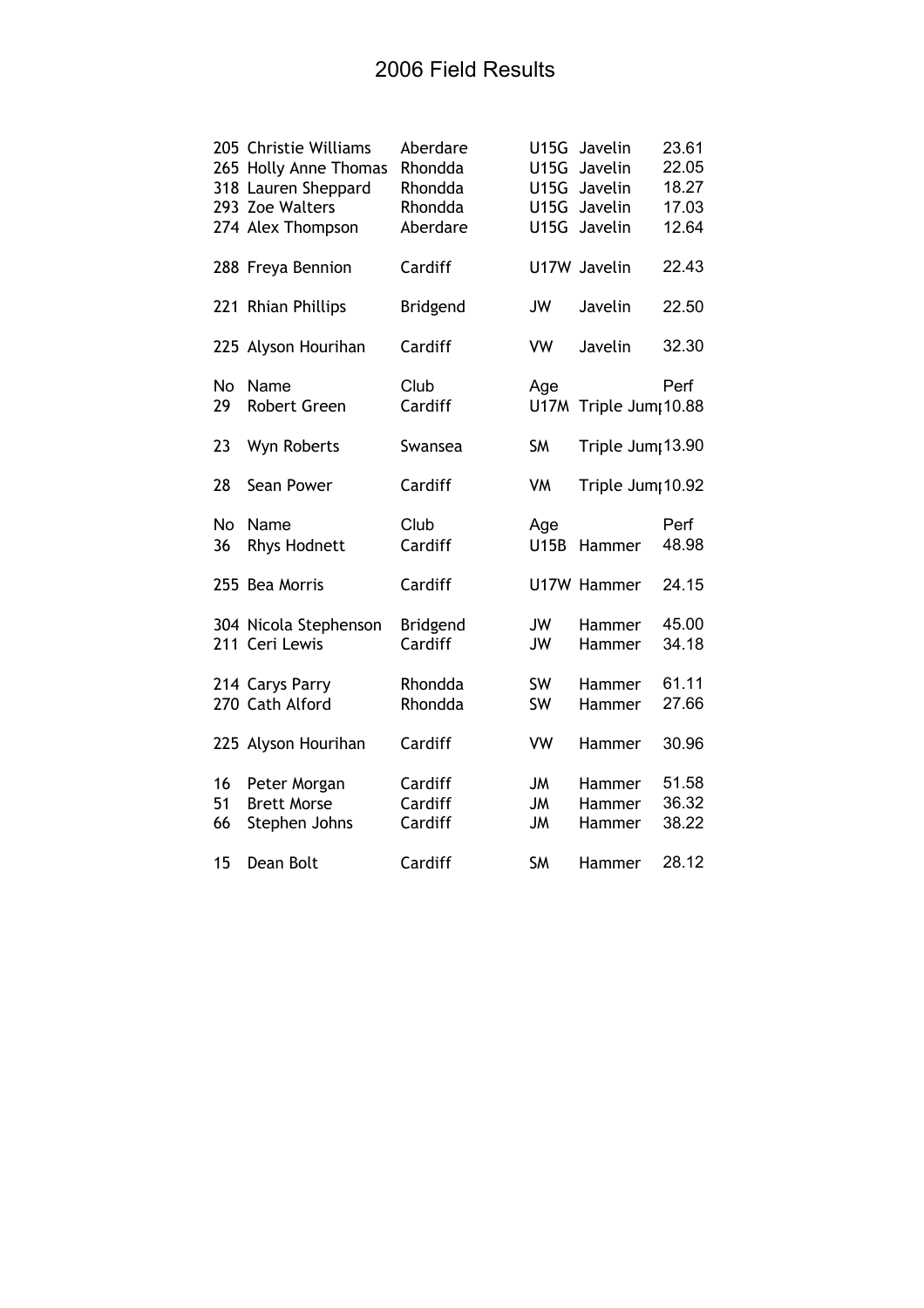# 2006 Field Results

| | | | | | |
|---|---|---|---|---|---|
| 205 | Christie Williams | Aberdare | U15G | Javelin | 23.61 |
| 265 | Holly Anne Thomas | Rhondda | U15G | Javelin | 22.05 |
| 318 | Lauren Sheppard | Rhondda | U15G | Javelin | 18.27 |
| 293 | Zoe Walters | Rhondda | U15G | Javelin | 17.03 |
| 274 | Alex Thompson | Aberdare | U15G | Javelin | 12.64 |
| | | | | | |
| 288 | Freya Bennion | Cardiff | U17W | Javelin | 22.43 |
| | | | | | |
| 221 | Rhian Phillips | Bridgend | JW | Javelin | 22.50 |
| | | | | | |
| 225 | Alyson Hourihan | Cardiff | VW | Javelin | 32.30 |

| No | Name | Club | Age | | Perf |
|---|---|---|---|---|---|
| 29 | Robert Green | Cardiff | U17M | Triple Jump | 10.88 |
| | | | | | |
| 23 | Wyn Roberts | Swansea | SM | Triple Jump | 13.90 |
| | | | | | |
| 28 | Sean Power | Cardiff | VM | Triple Jump | 10.92 |

| No | Name | Club | Age | | Perf |
|---|---|---|---|---|---|
| 36 | Rhys Hodnett | Cardiff | U15B | Hammer | 48.98 |
| | | | | | |
| 255 | Bea Morris | Cardiff | U17W | Hammer | 24.15 |
| | | | | | |
| 304 | Nicola Stephenson | Bridgend | JW | Hammer | 45.00 |
| 211 | Ceri Lewis | Cardiff | JW | Hammer | 34.18 |
| | | | | | |
| 214 | Carys Parry | Rhondda | SW | Hammer | 61.11 |
| 270 | Cath Alford | Rhondda | SW | Hammer | 27.66 |
| | | | | | |
| 225 | Alyson Hourihan | Cardiff | VW | Hammer | 30.96 |
| | | | | | |
| 16 | Peter Morgan | Cardiff | JM | Hammer | 51.58 |
| 51 | Brett Morse | Cardiff | JM | Hammer | 36.32 |
| 66 | Stephen Johns | Cardiff | JM | Hammer | 38.22 |
| | | | | | |
| 15 | Dean Bolt | Cardiff | SM | Hammer | 28.12 |